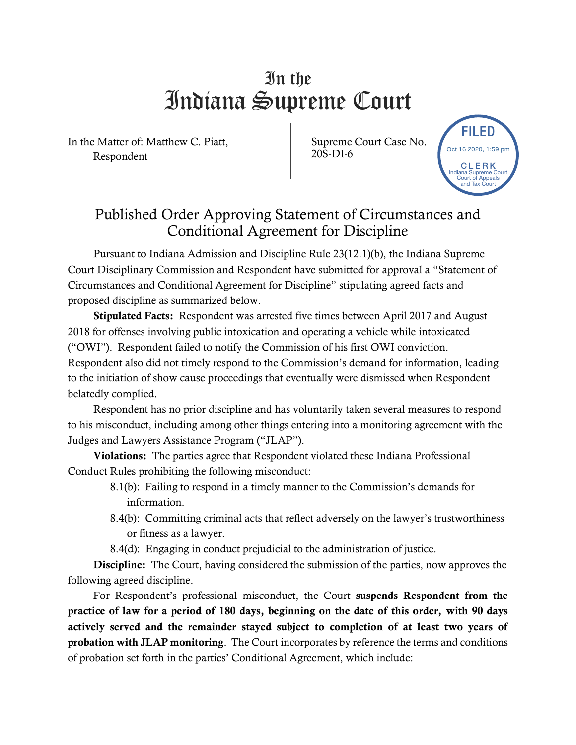# In the Indiana Supreme Court

In the Matter of: Matthew C. Piatt, Respondent

Supreme Court Case No. 20S-DI-6

FILED
Oct 16 2020, 1:59 pm
CLERK
Indiana Supreme Court
Court of Appeals
and Tax Court

## Published Order Approving Statement of Circumstances and Conditional Agreement for Discipline

Pursuant to Indiana Admission and Discipline Rule 23(12.1)(b), the Indiana Supreme Court Disciplinary Commission and Respondent have submitted for approval a "Statement of Circumstances and Conditional Agreement for Discipline" stipulating agreed facts and proposed discipline as summarized below.

**Stipulated Facts:** Respondent was arrested five times between April 2017 and August 2018 for offenses involving public intoxication and operating a vehicle while intoxicated ("OWI"). Respondent failed to notify the Commission of his first OWI conviction. Respondent also did not timely respond to the Commission's demand for information, leading to the initiation of show cause proceedings that eventually were dismissed when Respondent belatedly complied.

Respondent has no prior discipline and has voluntarily taken several measures to respond to his misconduct, including among other things entering into a monitoring agreement with the Judges and Lawyers Assistance Program ("JLAP").

**Violations:** The parties agree that Respondent violated these Indiana Professional Conduct Rules prohibiting the following misconduct:

- 8.1(b): Failing to respond in a timely manner to the Commission's demands for information.
- 8.4(b): Committing criminal acts that reflect adversely on the lawyer's trustworthiness or fitness as a lawyer.
- 8.4(d): Engaging in conduct prejudicial to the administration of justice.

**Discipline:** The Court, having considered the submission of the parties, now approves the following agreed discipline.

For Respondent's professional misconduct, the Court **suspends Respondent from the practice of law for a period of 180 days, beginning on the date of this order, with 90 days actively served and the remainder stayed subject to completion of at least two years of probation with JLAP monitoring**. The Court incorporates by reference the terms and conditions of probation set forth in the parties' Conditional Agreement, which include: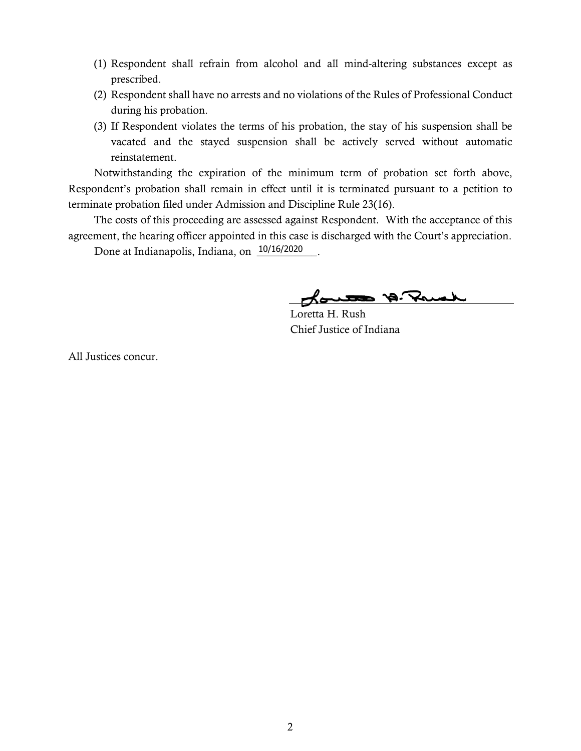(1) Respondent shall refrain from alcohol and all mind-altering substances except as prescribed.
(2) Respondent shall have no arrests and no violations of the Rules of Professional Conduct during his probation.
(3) If Respondent violates the terms of his probation, the stay of his suspension shall be vacated and the stayed suspension shall be actively served without automatic reinstatement.

Notwithstanding the expiration of the minimum term of probation set forth above, Respondent's probation shall remain in effect until it is terminated pursuant to a petition to terminate probation filed under Admission and Discipline Rule 23(16).

The costs of this proceeding are assessed against Respondent. With the acceptance of this agreement, the hearing officer appointed in this case is discharged with the Court's appreciation.

Done at Indianapolis, Indiana, on 10/16/2020.

Loretta H. Rush
Chief Justice of Indiana

All Justices concur.